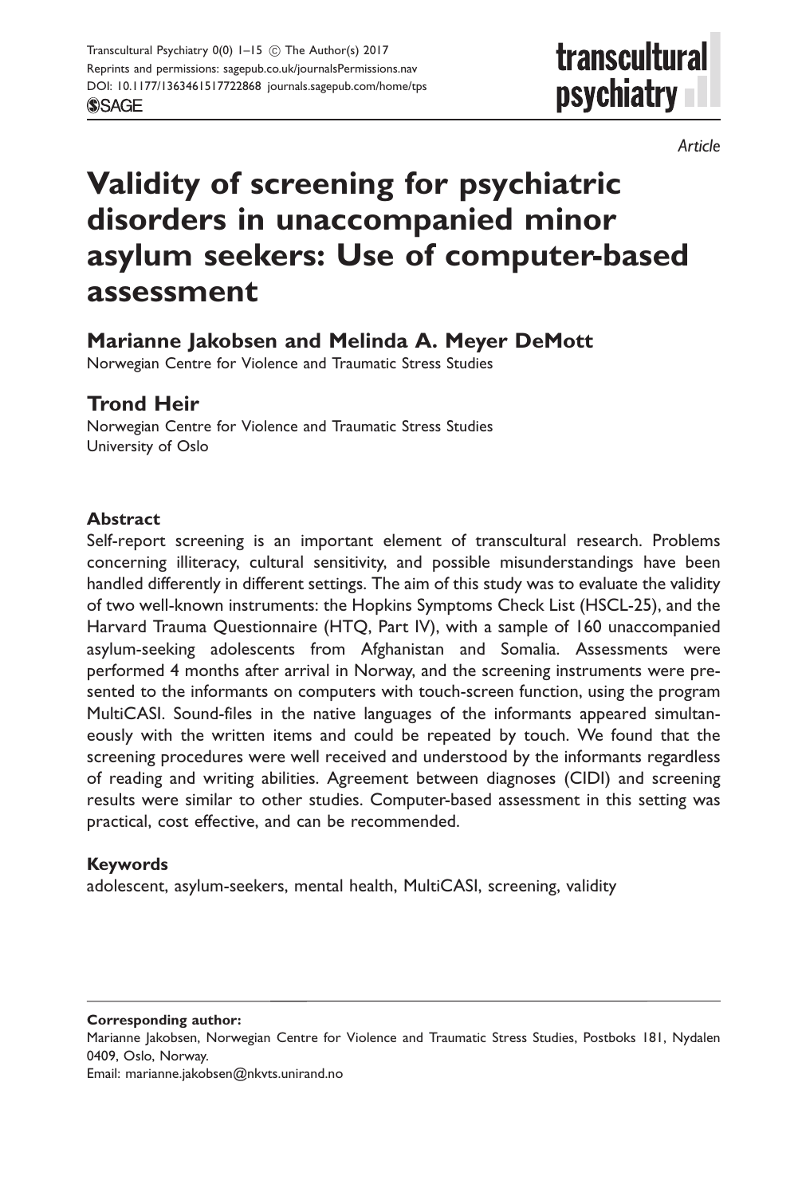*Article*

# Validity of screening for psychiatric disorders in unaccompanied minor asylum seekers: Use of computer-based assessment

**Marianne Jakobsen and Melinda A. Meyer DeMott**

Norwegian Centre for Violence and Traumatic Stress Studies

**Trond Heir**

Norwegian Centre for Violence and Traumatic Stress Studies
University of Oslo

## Abstract

Self-report screening is an important element of transcultural research. Problems concerning illiteracy, cultural sensitivity, and possible misunderstandings have been handled differently in different settings. The aim of this study was to evaluate the validity of two well-known instruments: the Hopkins Symptoms Check List (HSCL-25), and the Harvard Trauma Questionnaire (HTQ, Part IV), with a sample of 160 unaccompanied asylum-seeking adolescents from Afghanistan and Somalia. Assessments were performed 4 months after arrival in Norway, and the screening instruments were presented to the informants on computers with touch-screen function, using the program MultiCASI. Sound-files in the native languages of the informants appeared simultaneously with the written items and could be repeated by touch. We found that the screening procedures were well received and understood by the informants regardless of reading and writing abilities. Agreement between diagnoses (CIDI) and screening results were similar to other studies. Computer-based assessment in this setting was practical, cost effective, and can be recommended.

## Keywords

adolescent, asylum-seekers, mental health, MultiCASI, screening, validity

---

**Corresponding author:**

Marianne Jakobsen, Norwegian Centre for Violence and Traumatic Stress Studies, Postboks 181, Nydalen 0409, Oslo, Norway.

Email: marianne.jakobsen@nkvts.unirand.no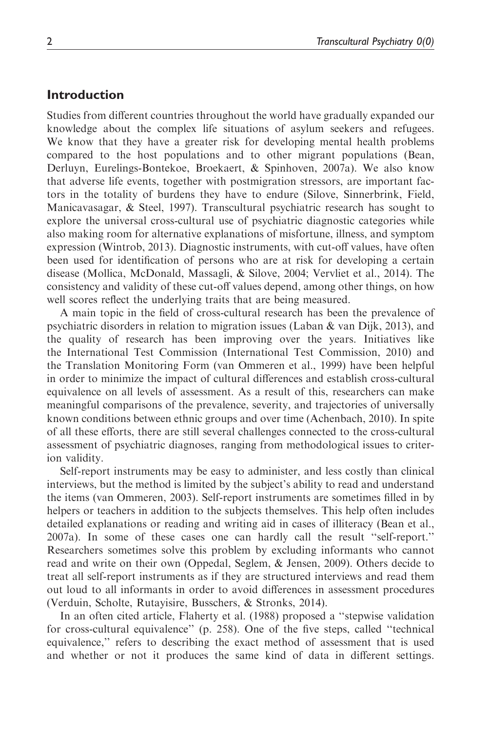## Introduction

Studies from different countries throughout the world have gradually expanded our knowledge about the complex life situations of asylum seekers and refugees. We know that they have a greater risk for developing mental health problems compared to the host populations and to other migrant populations (Bean, Derluyn, Eurelings-Bontekoe, Broekaert, & Spinhoven, 2007a). We also know that adverse life events, together with postmigration stressors, are important factors in the totality of burdens they have to endure (Silove, Sinnerbrink, Field, Manicavasagar, & Steel, 1997). Transcultural psychiatric research has sought to explore the universal cross-cultural use of psychiatric diagnostic categories while also making room for alternative explanations of misfortune, illness, and symptom expression (Wintrob, 2013). Diagnostic instruments, with cut-off values, have often been used for identification of persons who are at risk for developing a certain disease (Mollica, McDonald, Massagli, & Silove, 2004; Vervliet et al., 2014). The consistency and validity of these cut-off values depend, among other things, on how well scores reflect the underlying traits that are being measured.

A main topic in the field of cross-cultural research has been the prevalence of psychiatric disorders in relation to migration issues (Laban & van Dijk, 2013), and the quality of research has been improving over the years. Initiatives like the International Test Commission (International Test Commission, 2010) and the Translation Monitoring Form (van Ommeren et al., 1999) have been helpful in order to minimize the impact of cultural differences and establish cross-cultural equivalence on all levels of assessment. As a result of this, researchers can make meaningful comparisons of the prevalence, severity, and trajectories of universally known conditions between ethnic groups and over time (Achenbach, 2010). In spite of all these efforts, there are still several challenges connected to the cross-cultural assessment of psychiatric diagnoses, ranging from methodological issues to criterion validity.

Self-report instruments may be easy to administer, and less costly than clinical interviews, but the method is limited by the subject's ability to read and understand the items (van Ommeren, 2003). Self-report instruments are sometimes filled in by helpers or teachers in addition to the subjects themselves. This help often includes detailed explanations or reading and writing aid in cases of illiteracy (Bean et al., 2007a). In some of these cases one can hardly call the result "self-report." Researchers sometimes solve this problem by excluding informants who cannot read and write on their own (Oppedal, Seglem, & Jensen, 2009). Others decide to treat all self-report instruments as if they are structured interviews and read them out loud to all informants in order to avoid differences in assessment procedures (Verduin, Scholte, Rutayisire, Busschers, & Stronks, 2014).

In an often cited article, Flaherty et al. (1988) proposed a "stepwise validation for cross-cultural equivalence" (p. 258). One of the five steps, called "technical equivalence," refers to describing the exact method of assessment that is used and whether or not it produces the same kind of data in different settings.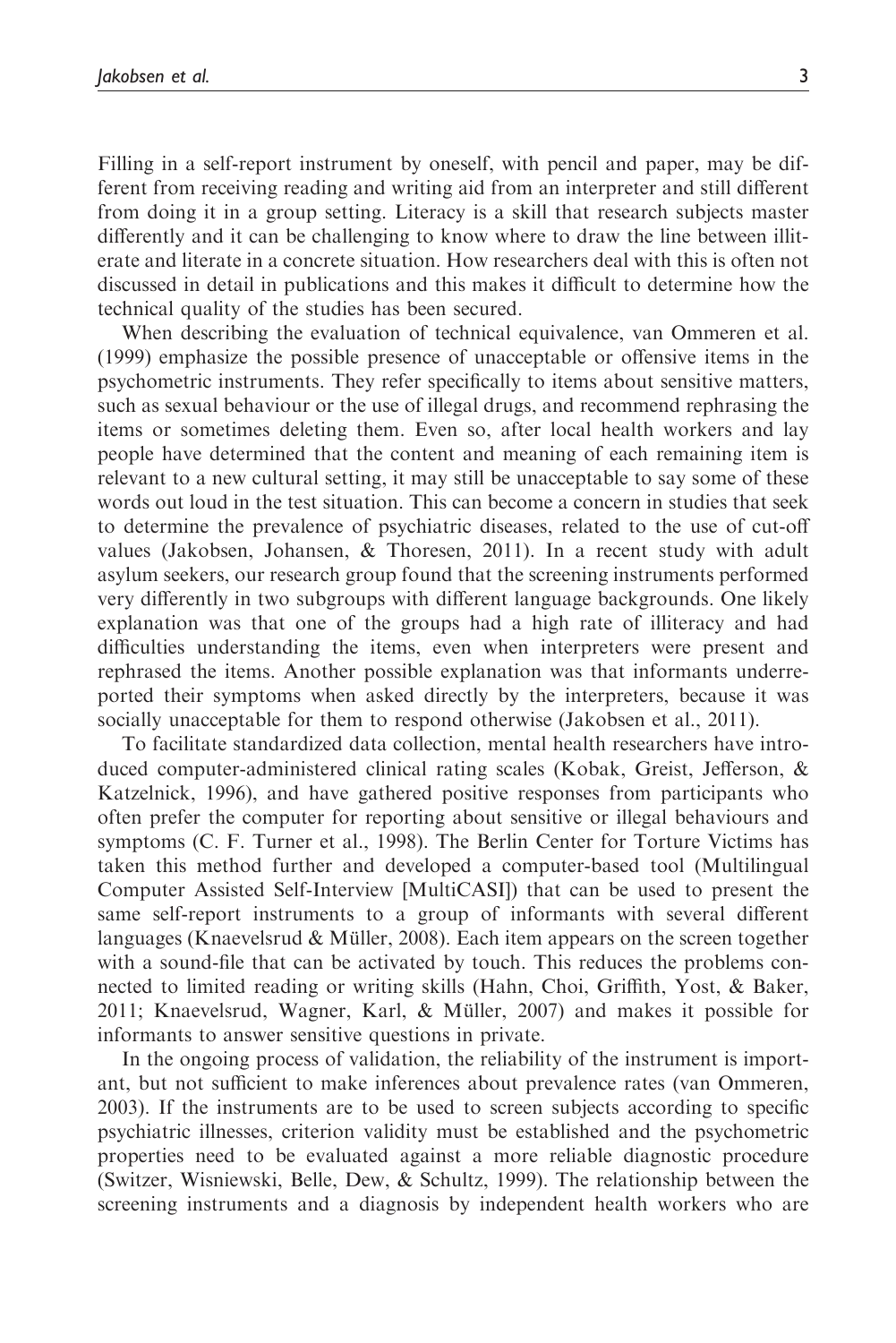Filling in a self-report instrument by oneself, with pencil and paper, may be different from receiving reading and writing aid from an interpreter and still different from doing it in a group setting. Literacy is a skill that research subjects master differently and it can be challenging to know where to draw the line between illiterate and literate in a concrete situation. How researchers deal with this is often not discussed in detail in publications and this makes it difficult to determine how the technical quality of the studies has been secured.

When describing the evaluation of technical equivalence, van Ommeren et al. (1999) emphasize the possible presence of unacceptable or offensive items in the psychometric instruments. They refer specifically to items about sensitive matters, such as sexual behaviour or the use of illegal drugs, and recommend rephrasing the items or sometimes deleting them. Even so, after local health workers and lay people have determined that the content and meaning of each remaining item is relevant to a new cultural setting, it may still be unacceptable to say some of these words out loud in the test situation. This can become a concern in studies that seek to determine the prevalence of psychiatric diseases, related to the use of cut-off values (Jakobsen, Johansen, & Thoresen, 2011). In a recent study with adult asylum seekers, our research group found that the screening instruments performed very differently in two subgroups with different language backgrounds. One likely explanation was that one of the groups had a high rate of illiteracy and had difficulties understanding the items, even when interpreters were present and rephrased the items. Another possible explanation was that informants underreported their symptoms when asked directly by the interpreters, because it was socially unacceptable for them to respond otherwise (Jakobsen et al., 2011).

To facilitate standardized data collection, mental health researchers have introduced computer-administered clinical rating scales (Kobak, Greist, Jefferson, & Katzelnick, 1996), and have gathered positive responses from participants who often prefer the computer for reporting about sensitive or illegal behaviours and symptoms (C. F. Turner et al., 1998). The Berlin Center for Torture Victims has taken this method further and developed a computer-based tool (Multilingual Computer Assisted Self-Interview [MultiCASI]) that can be used to present the same self-report instruments to a group of informants with several different languages (Knaevelsrud & Müller, 2008). Each item appears on the screen together with a sound-file that can be activated by touch. This reduces the problems connected to limited reading or writing skills (Hahn, Choi, Griffith, Yost, & Baker, 2011; Knaevelsrud, Wagner, Karl, & Müller, 2007) and makes it possible for informants to answer sensitive questions in private.

In the ongoing process of validation, the reliability of the instrument is important, but not sufficient to make inferences about prevalence rates (van Ommeren, 2003). If the instruments are to be used to screen subjects according to specific psychiatric illnesses, criterion validity must be established and the psychometric properties need to be evaluated against a more reliable diagnostic procedure (Switzer, Wisniewski, Belle, Dew, & Schultz, 1999). The relationship between the screening instruments and a diagnosis by independent health workers who are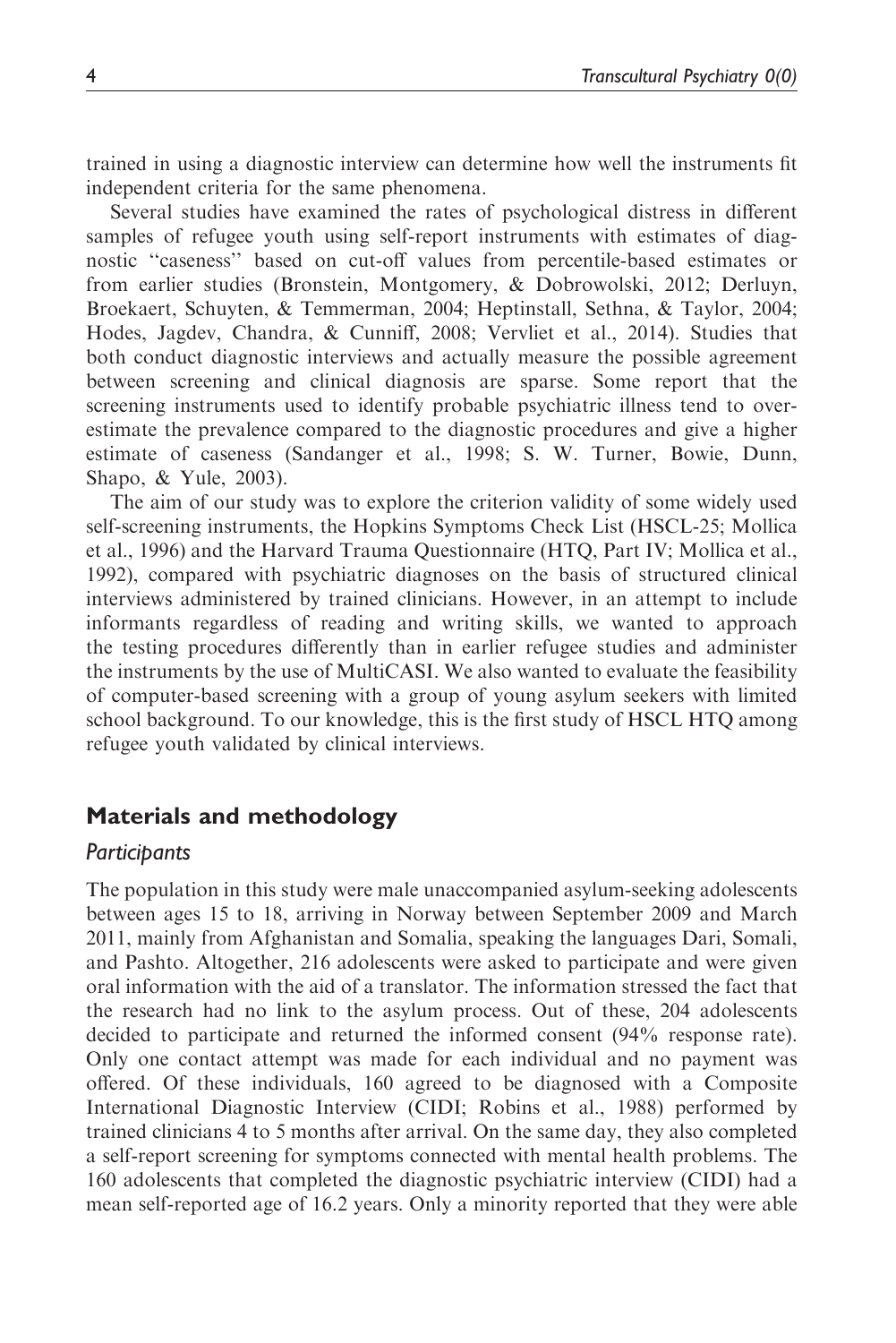trained in using a diagnostic interview can determine how well the instruments fit independent criteria for the same phenomena.

Several studies have examined the rates of psychological distress in different samples of refugee youth using self-report instruments with estimates of diagnostic "caseness" based on cut-off values from percentile-based estimates or from earlier studies (Bronstein, Montgomery, & Dobrowolski, 2012; Derluyn, Broekaert, Schuyten, & Temmerman, 2004; Heptinstall, Sethna, & Taylor, 2004; Hodes, Jagdev, Chandra, & Cunniff, 2008; Vervliet et al., 2014). Studies that both conduct diagnostic interviews and actually measure the possible agreement between screening and clinical diagnosis are sparse. Some report that the screening instruments used to identify probable psychiatric illness tend to overestimate the prevalence compared to the diagnostic procedures and give a higher estimate of caseness (Sandanger et al., 1998; S. W. Turner, Bowie, Dunn, Shapo, & Yule, 2003).

The aim of our study was to explore the criterion validity of some widely used self-screening instruments, the Hopkins Symptoms Check List (HSCL-25; Mollica et al., 1996) and the Harvard Trauma Questionnaire (HTQ, Part IV; Mollica et al., 1992), compared with psychiatric diagnoses on the basis of structured clinical interviews administered by trained clinicians. However, in an attempt to include informants regardless of reading and writing skills, we wanted to approach the testing procedures differently than in earlier refugee studies and administer the instruments by the use of MultiCASI. We also wanted to evaluate the feasibility of computer-based screening with a group of young asylum seekers with limited school background. To our knowledge, this is the first study of HSCL HTQ among refugee youth validated by clinical interviews.

## Materials and methodology

### *Participants*

The population in this study were male unaccompanied asylum-seeking adolescents between ages 15 to 18, arriving in Norway between September 2009 and March 2011, mainly from Afghanistan and Somalia, speaking the languages Dari, Somali, and Pashto. Altogether, 216 adolescents were asked to participate and were given oral information with the aid of a translator. The information stressed the fact that the research had no link to the asylum process. Out of these, 204 adolescents decided to participate and returned the informed consent (94% response rate). Only one contact attempt was made for each individual and no payment was offered. Of these individuals, 160 agreed to be diagnosed with a Composite International Diagnostic Interview (CIDI; Robins et al., 1988) performed by trained clinicians 4 to 5 months after arrival. On the same day, they also completed a self-report screening for symptoms connected with mental health problems. The 160 adolescents that completed the diagnostic psychiatric interview (CIDI) had a mean self-reported age of 16.2 years. Only a minority reported that they were able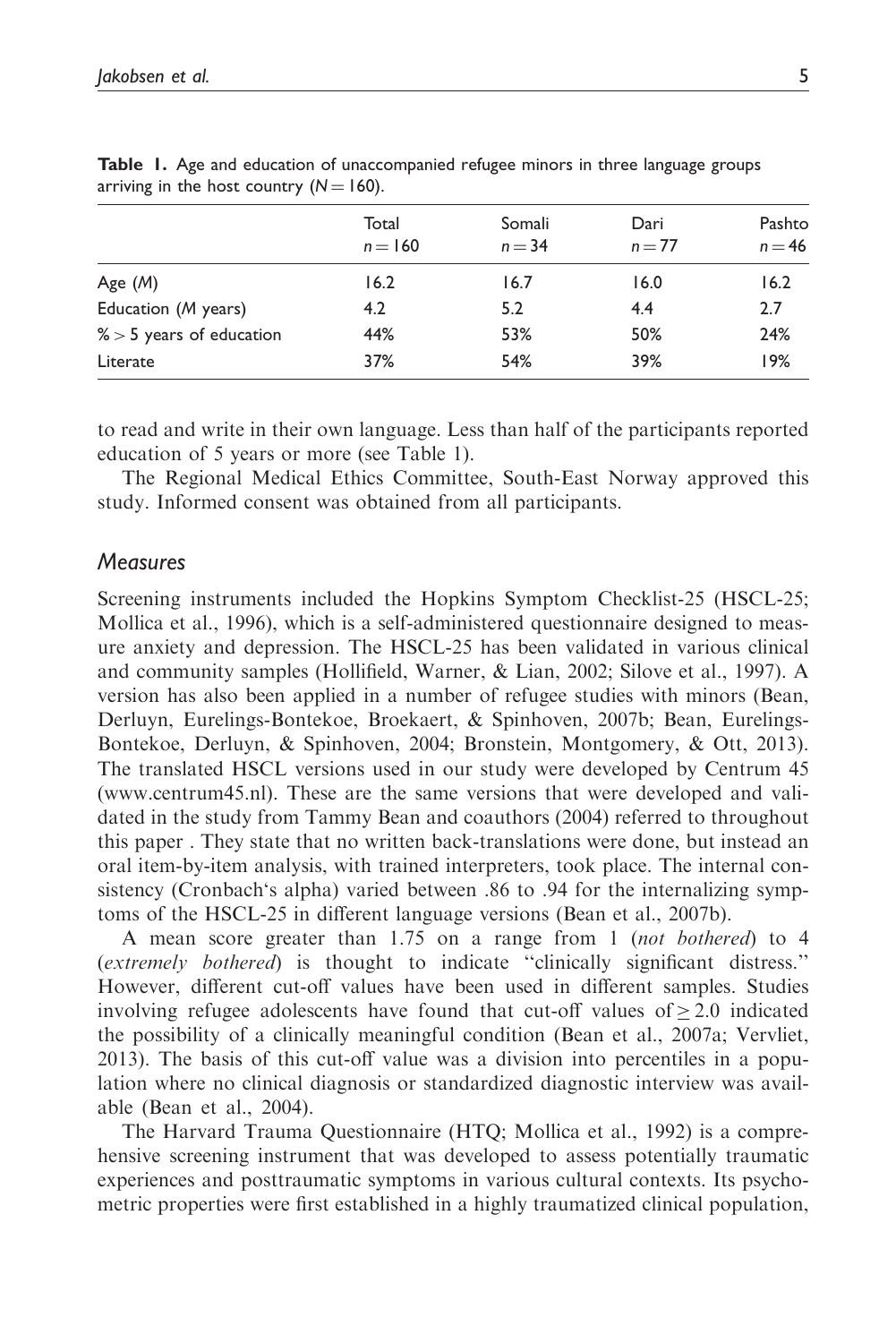**Table 1.** Age and education of unaccompanied refugee minors in three language groups arriving in the host country ($N = 160$).

| | Total $n = 160$ | Somali $n = 34$ | Dari $n = 77$ | Pashto $n = 46$ |
|---|---|---|---|---|
| Age (*M*) | 16.2 | 16.7 | 16.0 | 16.2 |
| Education (*M* years) | 4.2 | 5.2 | 4.4 | 2.7 |
| % > 5 years of education | 44% | 53% | 50% | 24% |
| Literate | 37% | 54% | 39% | 19% |

to read and write in their own language. Less than half of the participants reported education of 5 years or more (see Table 1).

The Regional Medical Ethics Committee, South-East Norway approved this study. Informed consent was obtained from all participants.

## *Measures*

Screening instruments included the Hopkins Symptom Checklist-25 (HSCL-25; Mollica et al., 1996), which is a self-administered questionnaire designed to measure anxiety and depression. The HSCL-25 has been validated in various clinical and community samples (Hollifield, Warner, & Lian, 2002; Silove et al., 1997). A version has also been applied in a number of refugee studies with minors (Bean, Derluyn, Eurelings-Bontekoe, Broekaert, & Spinhoven, 2007b; Bean, Eurelings-Bontekoe, Derluyn, & Spinhoven, 2004; Bronstein, Montgomery, & Ott, 2013). The translated HSCL versions used in our study were developed by Centrum 45 (www.centrum45.nl). These are the same versions that were developed and validated in the study from Tammy Bean and coauthors (2004) referred to throughout this paper . They state that no written back-translations were done, but instead an oral item-by-item analysis, with trained interpreters, took place. The internal consistency (Cronbach's alpha) varied between .86 to .94 for the internalizing symptoms of the HSCL-25 in different language versions (Bean et al., 2007b).

A mean score greater than 1.75 on a range from 1 (*not bothered*) to 4 (*extremely bothered*) is thought to indicate "clinically significant distress." However, different cut-off values have been used in different samples. Studies involving refugee adolescents have found that cut-off values of $\geq 2.0$ indicated the possibility of a clinically meaningful condition (Bean et al., 2007a; Vervliet, 2013). The basis of this cut-off value was a division into percentiles in a population where no clinical diagnosis or standardized diagnostic interview was available (Bean et al., 2004).

The Harvard Trauma Questionnaire (HTQ; Mollica et al., 1992) is a comprehensive screening instrument that was developed to assess potentially traumatic experiences and posttraumatic symptoms in various cultural contexts. Its psychometric properties were first established in a highly traumatized clinical population,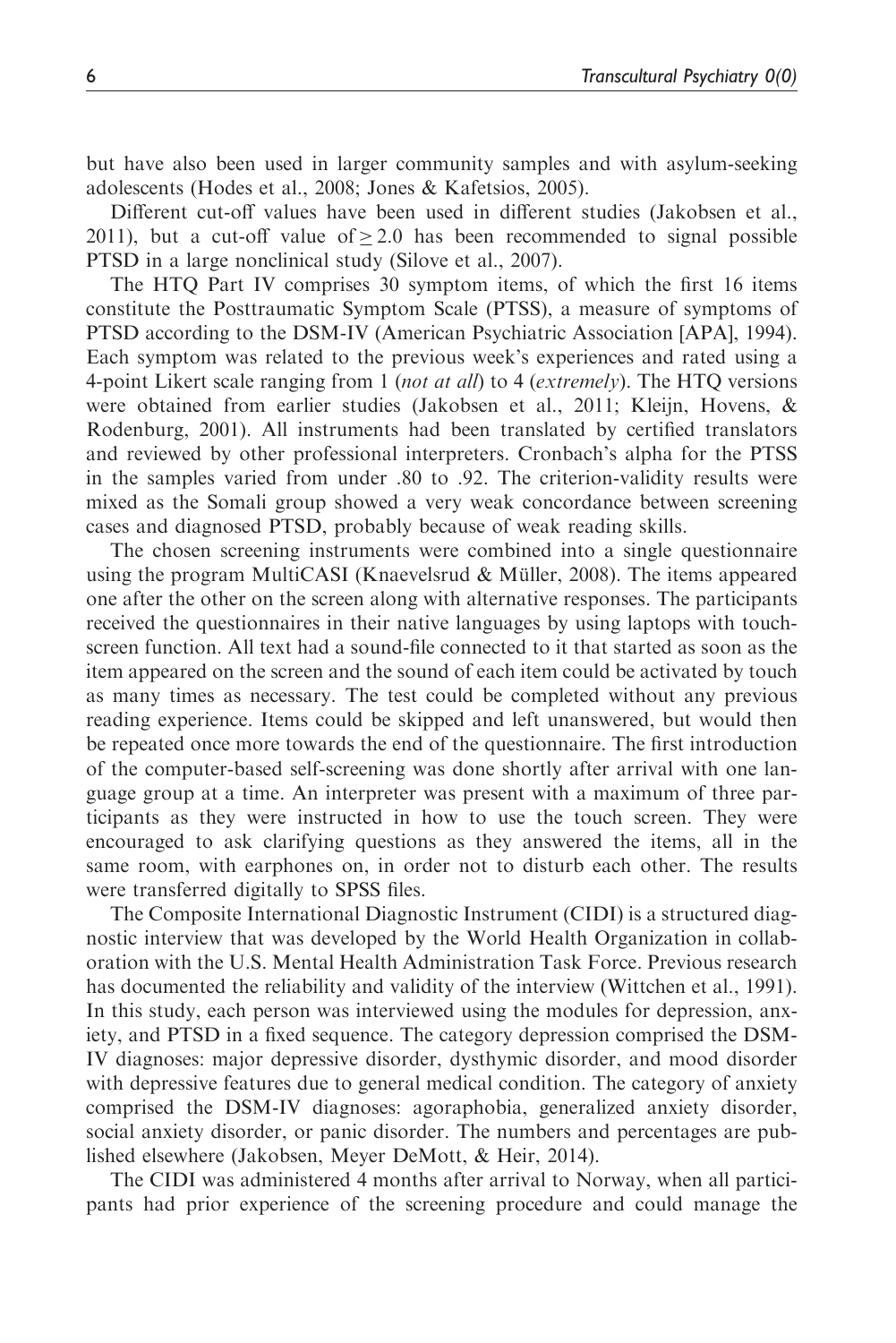but have also been used in larger community samples and with asylum-seeking adolescents (Hodes et al., 2008; Jones & Kafetsios, 2005).

Different cut-off values have been used in different studies (Jakobsen et al., 2011), but a cut-off value of $\geq 2.0$ has been recommended to signal possible PTSD in a large nonclinical study (Silove et al., 2007).

The HTQ Part IV comprises 30 symptom items, of which the first 16 items constitute the Posttraumatic Symptom Scale (PTSS), a measure of symptoms of PTSD according to the DSM-IV (American Psychiatric Association [APA], 1994). Each symptom was related to the previous week's experiences and rated using a 4-point Likert scale ranging from 1 (*not at all*) to 4 (*extremely*). The HTQ versions were obtained from earlier studies (Jakobsen et al., 2011; Kleijn, Hovens, & Rodenburg, 2001). All instruments had been translated by certified translators and reviewed by other professional interpreters. Cronbach's alpha for the PTSS in the samples varied from under .80 to .92. The criterion-validity results were mixed as the Somali group showed a very weak concordance between screening cases and diagnosed PTSD, probably because of weak reading skills.

The chosen screening instruments were combined into a single questionnaire using the program MultiCASI (Knaevelsrud & Müller, 2008). The items appeared one after the other on the screen along with alternative responses. The participants received the questionnaires in their native languages by using laptops with touch-screen function. All text had a sound-file connected to it that started as soon as the item appeared on the screen and the sound of each item could be activated by touch as many times as necessary. The test could be completed without any previous reading experience. Items could be skipped and left unanswered, but would then be repeated once more towards the end of the questionnaire. The first introduction of the computer-based self-screening was done shortly after arrival with one language group at a time. An interpreter was present with a maximum of three participants as they were instructed in how to use the touch screen. They were encouraged to ask clarifying questions as they answered the items, all in the same room, with earphones on, in order not to disturb each other. The results were transferred digitally to SPSS files.

The Composite International Diagnostic Instrument (CIDI) is a structured diagnostic interview that was developed by the World Health Organization in collaboration with the U.S. Mental Health Administration Task Force. Previous research has documented the reliability and validity of the interview (Wittchen et al., 1991). In this study, each person was interviewed using the modules for depression, anxiety, and PTSD in a fixed sequence. The category depression comprised the DSM-IV diagnoses: major depressive disorder, dysthymic disorder, and mood disorder with depressive features due to general medical condition. The category of anxiety comprised the DSM-IV diagnoses: agoraphobia, generalized anxiety disorder, social anxiety disorder, or panic disorder. The numbers and percentages are published elsewhere (Jakobsen, Meyer DeMott, & Heir, 2014).

The CIDI was administered 4 months after arrival to Norway, when all participants had prior experience of the screening procedure and could manage the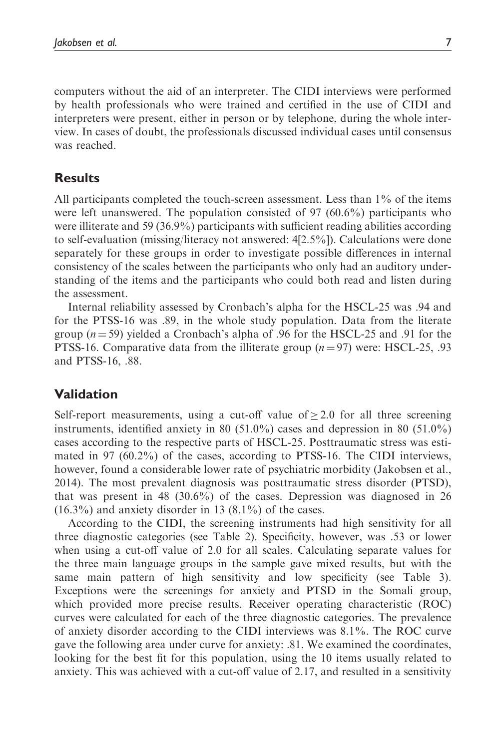computers without the aid of an interpreter. The CIDI interviews were performed by health professionals who were trained and certified in the use of CIDI and interpreters were present, either in person or by telephone, during the whole interview. In cases of doubt, the professionals discussed individual cases until consensus was reached.

## Results

All participants completed the touch-screen assessment. Less than 1% of the items were left unanswered. The population consisted of 97 (60.6%) participants who were illiterate and 59 (36.9%) participants with sufficient reading abilities according to self-evaluation (missing/literacy not answered: 4[2.5%]). Calculations were done separately for these groups in order to investigate possible differences in internal consistency of the scales between the participants who only had an auditory understanding of the items and the participants who could both read and listen during the assessment.

Internal reliability assessed by Cronbach's alpha for the HSCL-25 was .94 and for the PTSS-16 was .89, in the whole study population. Data from the literate group ($n = 59$) yielded a Cronbach's alpha of .96 for the HSCL-25 and .91 for the PTSS-16. Comparative data from the illiterate group ($n = 97$) were: HSCL-25, .93 and PTSS-16, .88.

## Validation

Self-report measurements, using a cut-off value of $\geq 2.0$ for all three screening instruments, identified anxiety in 80 (51.0%) cases and depression in 80 (51.0%) cases according to the respective parts of HSCL-25. Posttraumatic stress was estimated in 97 (60.2%) of the cases, according to PTSS-16. The CIDI interviews, however, found a considerable lower rate of psychiatric morbidity (Jakobsen et al., 2014). The most prevalent diagnosis was posttraumatic stress disorder (PTSD), that was present in 48 (30.6%) of the cases. Depression was diagnosed in 26 (16.3%) and anxiety disorder in 13 (8.1%) of the cases.

According to the CIDI, the screening instruments had high sensitivity for all three diagnostic categories (see Table 2). Specificity, however, was .53 or lower when using a cut-off value of 2.0 for all scales. Calculating separate values for the three main language groups in the sample gave mixed results, but with the same main pattern of high sensitivity and low specificity (see Table 3). Exceptions were the screenings for anxiety and PTSD in the Somali group, which provided more precise results. Receiver operating characteristic (ROC) curves were calculated for each of the three diagnostic categories. The prevalence of anxiety disorder according to the CIDI interviews was 8.1%. The ROC curve gave the following area under curve for anxiety: .81. We examined the coordinates, looking for the best fit for this population, using the 10 items usually related to anxiety. This was achieved with a cut-off value of 2.17, and resulted in a sensitivity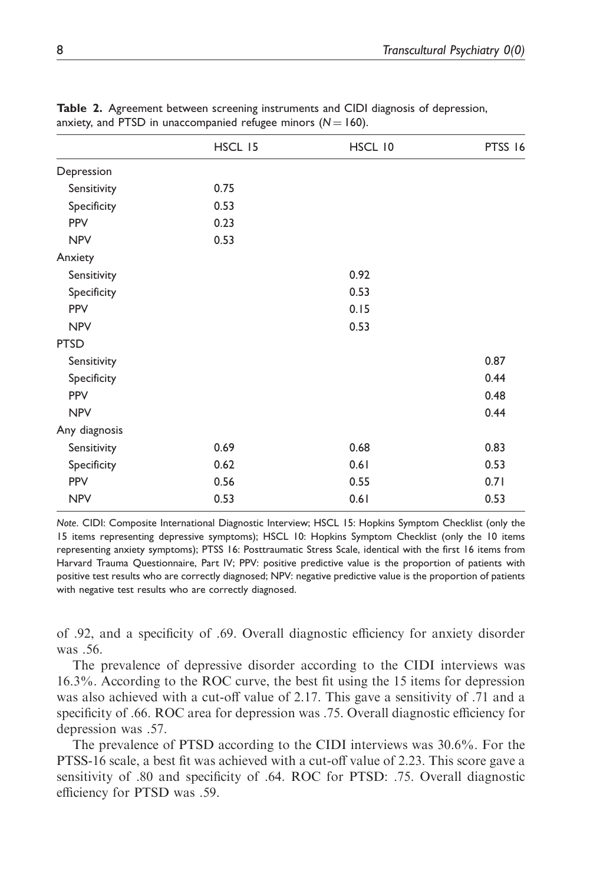**Table 2.** Agreement between screening instruments and CIDI diagnosis of depression, anxiety, and PTSD in unaccompanied refugee minors ($N = 160$).

| | HSCL 15 | HSCL 10 | PTSS 16 |
|---|---|---|---|
| Depression | | | |
| Sensitivity | 0.75 | | |
| Specificity | 0.53 | | |
| PPV | 0.23 | | |
| NPV | 0.53 | | |
| Anxiety | | | |
| Sensitivity | | 0.92 | |
| Specificity | | 0.53 | |
| PPV | | 0.15 | |
| NPV | | 0.53 | |
| PTSD | | | |
| Sensitivity | | | 0.87 |
| Specificity | | | 0.44 |
| PPV | | | 0.48 |
| NPV | | | 0.44 |
| Any diagnosis | | | |
| Sensitivity | 0.69 | 0.68 | 0.83 |
| Specificity | 0.62 | 0.61 | 0.53 |
| PPV | 0.56 | 0.55 | 0.71 |
| NPV | 0.53 | 0.61 | 0.53 |

*Note*. CIDI: Composite International Diagnostic Interview; HSCL 15: Hopkins Symptom Checklist (only the 15 items representing depressive symptoms); HSCL 10: Hopkins Symptom Checklist (only the 10 items representing anxiety symptoms); PTSS 16: Posttraumatic Stress Scale, identical with the first 16 items from Harvard Trauma Questionnaire, Part IV; PPV: positive predictive value is the proportion of patients with positive test results who are correctly diagnosed; NPV: negative predictive value is the proportion of patients with negative test results who are correctly diagnosed.

of .92, and a specificity of .69. Overall diagnostic efficiency for anxiety disorder was .56.

The prevalence of depressive disorder according to the CIDI interviews was 16.3%. According to the ROC curve, the best fit using the 15 items for depression was also achieved with a cut-off value of 2.17. This gave a sensitivity of .71 and a specificity of .66. ROC area for depression was .75. Overall diagnostic efficiency for depression was .57.

The prevalence of PTSD according to the CIDI interviews was 30.6%. For the PTSS-16 scale, a best fit was achieved with a cut-off value of 2.23. This score gave a sensitivity of .80 and specificity of .64. ROC for PTSD: .75. Overall diagnostic efficiency for PTSD was .59.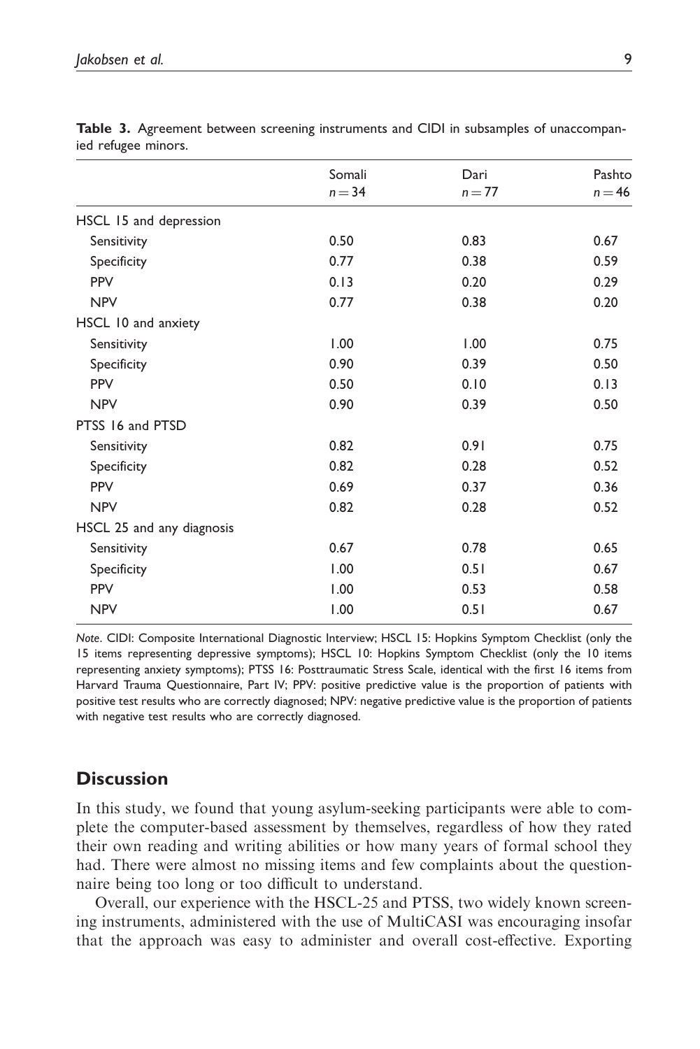**Table 3.** Agreement between screening instruments and CIDI in subsamples of unaccompanied refugee minors.

| | Somali $n = 34$ | Dari $n = 77$ | Pashto $n = 46$ |
|---|---|---|---|
| HSCL 15 and depression | | | |
| Sensitivity | 0.50 | 0.83 | 0.67 |
| Specificity | 0.77 | 0.38 | 0.59 |
| PPV | 0.13 | 0.20 | 0.29 |
| NPV | 0.77 | 0.38 | 0.20 |
| HSCL 10 and anxiety | | | |
| Sensitivity | 1.00 | 1.00 | 0.75 |
| Specificity | 0.90 | 0.39 | 0.50 |
| PPV | 0.50 | 0.10 | 0.13 |
| NPV | 0.90 | 0.39 | 0.50 |
| PTSS 16 and PTSD | | | |
| Sensitivity | 0.82 | 0.91 | 0.75 |
| Specificity | 0.82 | 0.28 | 0.52 |
| PPV | 0.69 | 0.37 | 0.36 |
| NPV | 0.82 | 0.28 | 0.52 |
| HSCL 25 and any diagnosis | | | |
| Sensitivity | 0.67 | 0.78 | 0.65 |
| Specificity | 1.00 | 0.51 | 0.67 |
| PPV | 1.00 | 0.53 | 0.58 |
| NPV | 1.00 | 0.51 | 0.67 |

*Note*. CIDI: Composite International Diagnostic Interview; HSCL 15: Hopkins Symptom Checklist (only the 15 items representing depressive symptoms); HSCL 10: Hopkins Symptom Checklist (only the 10 items representing anxiety symptoms); PTSS 16: Posttraumatic Stress Scale, identical with the first 16 items from Harvard Trauma Questionnaire, Part IV; PPV: positive predictive value is the proportion of patients with positive test results who are correctly diagnosed; NPV: negative predictive value is the proportion of patients with negative test results who are correctly diagnosed.

## Discussion

In this study, we found that young asylum-seeking participants were able to complete the computer-based assessment by themselves, regardless of how they rated their own reading and writing abilities or how many years of formal school they had. There were almost no missing items and few complaints about the questionnaire being too long or too difficult to understand.

Overall, our experience with the HSCL-25 and PTSS, two widely known screening instruments, administered with the use of MultiCASI was encouraging insofar that the approach was easy to administer and overall cost-effective. Exporting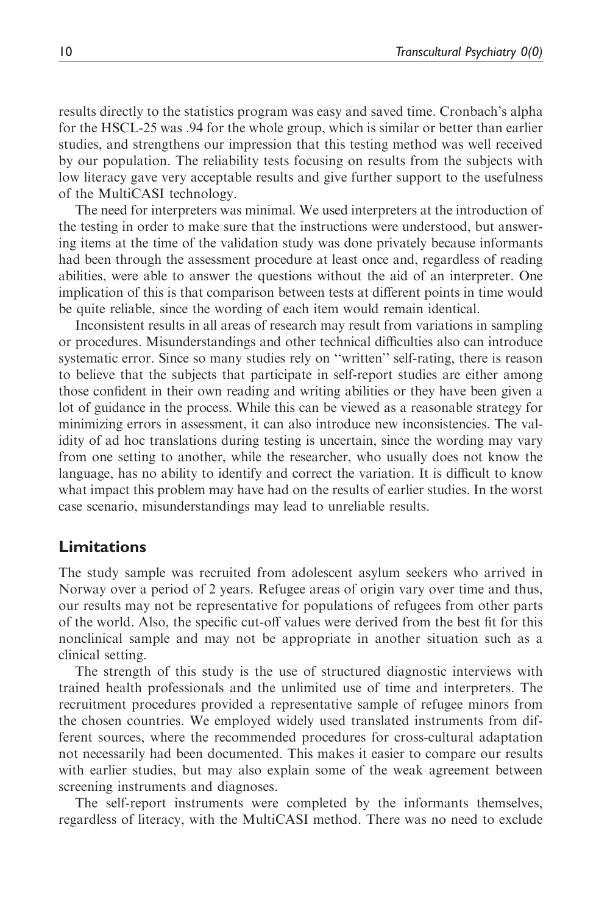results directly to the statistics program was easy and saved time. Cronbach's alpha for the HSCL-25 was .94 for the whole group, which is similar or better than earlier studies, and strengthens our impression that this testing method was well received by our population. The reliability tests focusing on results from the subjects with low literacy gave very acceptable results and give further support to the usefulness of the MultiCASI technology.

The need for interpreters was minimal. We used interpreters at the introduction of the testing in order to make sure that the instructions were understood, but answering items at the time of the validation study was done privately because informants had been through the assessment procedure at least once and, regardless of reading abilities, were able to answer the questions without the aid of an interpreter. One implication of this is that comparison between tests at different points in time would be quite reliable, since the wording of each item would remain identical.

Inconsistent results in all areas of research may result from variations in sampling or procedures. Misunderstandings and other technical difficulties also can introduce systematic error. Since so many studies rely on "written" self-rating, there is reason to believe that the subjects that participate in self-report studies are either among those confident in their own reading and writing abilities or they have been given a lot of guidance in the process. While this can be viewed as a reasonable strategy for minimizing errors in assessment, it can also introduce new inconsistencies. The validity of ad hoc translations during testing is uncertain, since the wording may vary from one setting to another, while the researcher, who usually does not know the language, has no ability to identify and correct the variation. It is difficult to know what impact this problem may have had on the results of earlier studies. In the worst case scenario, misunderstandings may lead to unreliable results.

## Limitations

The study sample was recruited from adolescent asylum seekers who arrived in Norway over a period of 2 years. Refugee areas of origin vary over time and thus, our results may not be representative for populations of refugees from other parts of the world. Also, the specific cut-off values were derived from the best fit for this nonclinical sample and may not be appropriate in another situation such as a clinical setting.

The strength of this study is the use of structured diagnostic interviews with trained health professionals and the unlimited use of time and interpreters. The recruitment procedures provided a representative sample of refugee minors from the chosen countries. We employed widely used translated instruments from different sources, where the recommended procedures for cross-cultural adaptation not necessarily had been documented. This makes it easier to compare our results with earlier studies, but may also explain some of the weak agreement between screening instruments and diagnoses.

The self-report instruments were completed by the informants themselves, regardless of literacy, with the MultiCASI method. There was no need to exclude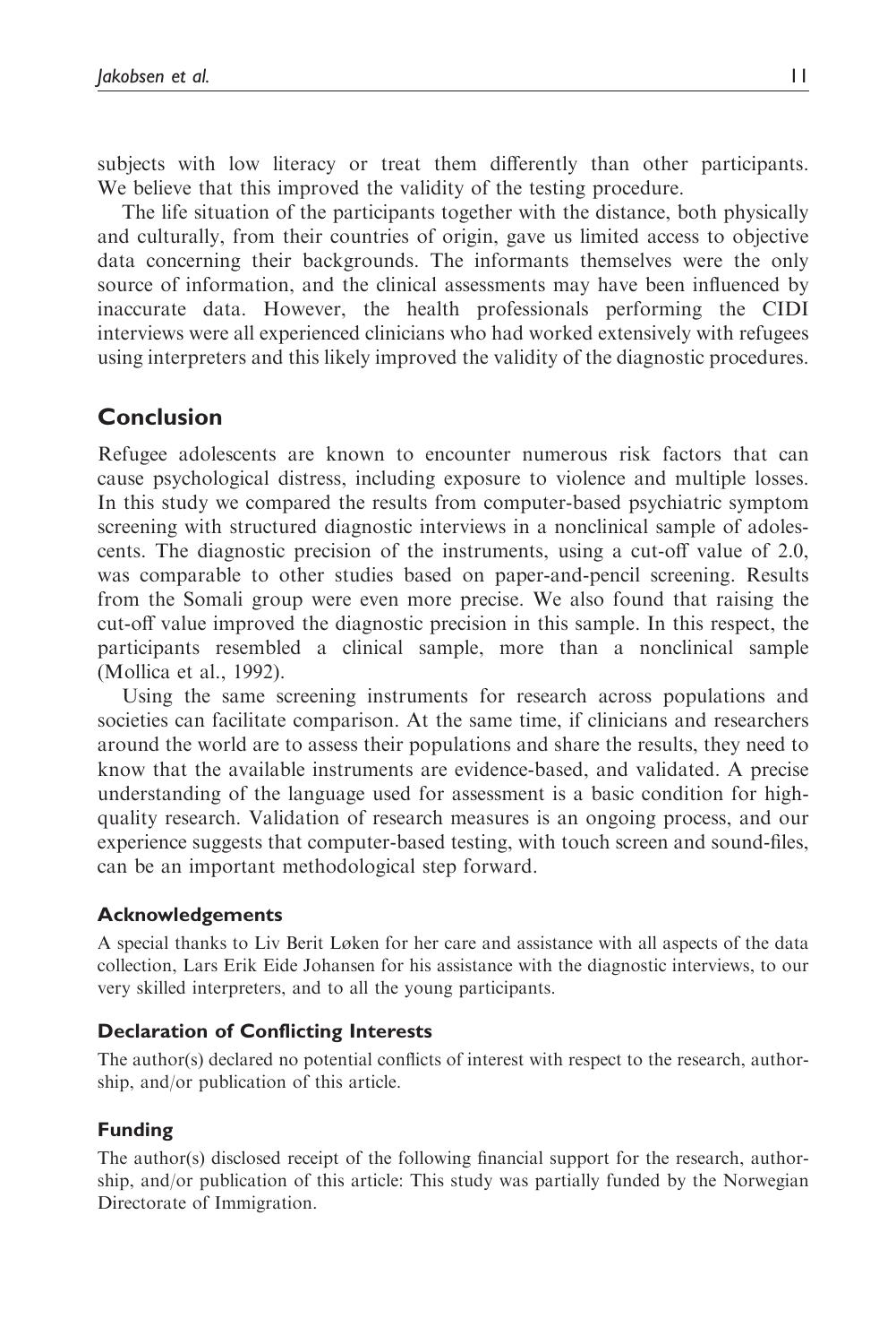subjects with low literacy or treat them differently than other participants. We believe that this improved the validity of the testing procedure.

The life situation of the participants together with the distance, both physically and culturally, from their countries of origin, gave us limited access to objective data concerning their backgrounds. The informants themselves were the only source of information, and the clinical assessments may have been influenced by inaccurate data. However, the health professionals performing the CIDI interviews were all experienced clinicians who had worked extensively with refugees using interpreters and this likely improved the validity of the diagnostic procedures.

## Conclusion

Refugee adolescents are known to encounter numerous risk factors that can cause psychological distress, including exposure to violence and multiple losses. In this study we compared the results from computer-based psychiatric symptom screening with structured diagnostic interviews in a nonclinical sample of adolescents. The diagnostic precision of the instruments, using a cut-off value of 2.0, was comparable to other studies based on paper-and-pencil screening. Results from the Somali group were even more precise. We also found that raising the cut-off value improved the diagnostic precision in this sample. In this respect, the participants resembled a clinical sample, more than a nonclinical sample (Mollica et al., 1992).

Using the same screening instruments for research across populations and societies can facilitate comparison. At the same time, if clinicians and researchers around the world are to assess their populations and share the results, they need to know that the available instruments are evidence-based, and validated. A precise understanding of the language used for assessment is a basic condition for high-quality research. Validation of research measures is an ongoing process, and our experience suggests that computer-based testing, with touch screen and sound-files, can be an important methodological step forward.

### Acknowledgements

A special thanks to Liv Berit Løken for her care and assistance with all aspects of the data collection, Lars Erik Eide Johansen for his assistance with the diagnostic interviews, to our very skilled interpreters, and to all the young participants.

### Declaration of Conflicting Interests

The author(s) declared no potential conflicts of interest with respect to the research, authorship, and/or publication of this article.

### Funding

The author(s) disclosed receipt of the following financial support for the research, authorship, and/or publication of this article: This study was partially funded by the Norwegian Directorate of Immigration.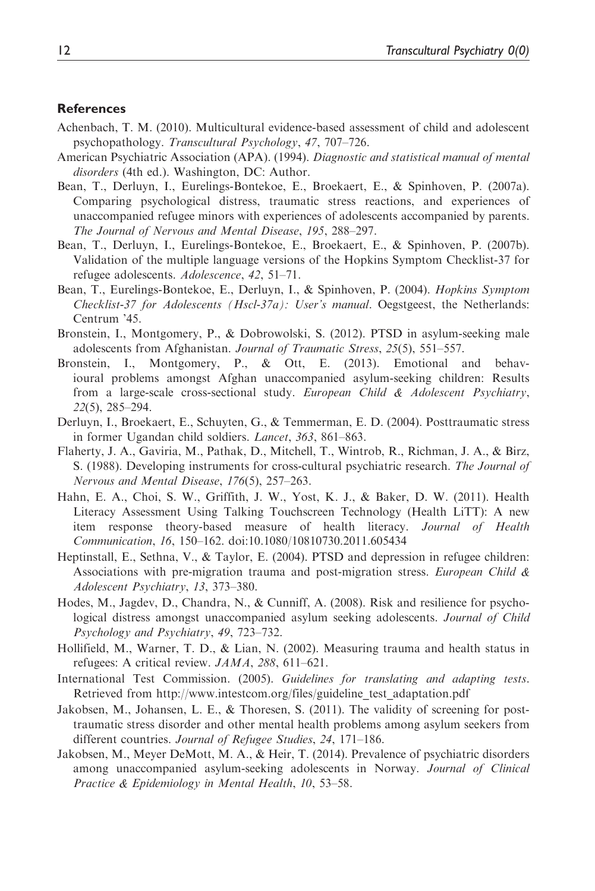## References

Achenbach, T. M. (2010). Multicultural evidence-based assessment of child and adolescent psychopathology. *Transcultural Psychology*, *47*, 707–726.

American Psychiatric Association (APA). (1994). *Diagnostic and statistical manual of mental disorders* (4th ed.). Washington, DC: Author.

Bean, T., Derluyn, I., Eurelings-Bontekoe, E., Broekaert, E., & Spinhoven, P. (2007a). Comparing psychological distress, traumatic stress reactions, and experiences of unaccompanied refugee minors with experiences of adolescents accompanied by parents. *The Journal of Nervous and Mental Disease*, *195*, 288–297.

Bean, T., Derluyn, I., Eurelings-Bontekoe, E., Broekaert, E., & Spinhoven, P. (2007b). Validation of the multiple language versions of the Hopkins Symptom Checklist-37 for refugee adolescents. *Adolescence*, *42*, 51–71.

Bean, T., Eurelings-Bontekoe, E., Derluyn, I., & Spinhoven, P. (2004). *Hopkins Symptom Checklist-37 for Adolescents (Hscl-37a): User's manual*. Oegstgeest, the Netherlands: Centrum '45.

Bronstein, I., Montgomery, P., & Dobrowolski, S. (2012). PTSD in asylum-seeking male adolescents from Afghanistan. *Journal of Traumatic Stress*, *25*(5), 551–557.

Bronstein, I., Montgomery, P., & Ott, E. (2013). Emotional and behavioural problems amongst Afghan unaccompanied asylum-seeking children: Results from a large-scale cross-sectional study. *European Child & Adolescent Psychiatry*, *22*(5), 285–294.

Derluyn, I., Broekaert, E., Schuyten, G., & Temmerman, E. D. (2004). Posttraumatic stress in former Ugandan child soldiers. *Lancet*, *363*, 861–863.

Flaherty, J. A., Gaviria, M., Pathak, D., Mitchell, T., Wintrob, R., Richman, J. A., & Birz, S. (1988). Developing instruments for cross-cultural psychiatric research. *The Journal of Nervous and Mental Disease*, *176*(5), 257–263.

Hahn, E. A., Choi, S. W., Griffith, J. W., Yost, K. J., & Baker, D. W. (2011). Health Literacy Assessment Using Talking Touchscreen Technology (Health LiTT): A new item response theory-based measure of health literacy. *Journal of Health Communication*, *16*, 150–162. doi:10.1080/10810730.2011.605434

Heptinstall, E., Sethna, V., & Taylor, E. (2004). PTSD and depression in refugee children: Associations with pre-migration trauma and post-migration stress. *European Child & Adolescent Psychiatry*, *13*, 373–380.

Hodes, M., Jagdev, D., Chandra, N., & Cunniff, A. (2008). Risk and resilience for psychological distress amongst unaccompanied asylum seeking adolescents. *Journal of Child Psychology and Psychiatry*, *49*, 723–732.

Hollifield, M., Warner, T. D., & Lian, N. (2002). Measuring trauma and health status in refugees: A critical review. *JAMA*, *288*, 611–621.

International Test Commission. (2005). *Guidelines for translating and adapting tests*. Retrieved from http://www.intestcom.org/files/guideline_test_adaptation.pdf

Jakobsen, M., Johansen, L. E., & Thoresen, S. (2011). The validity of screening for post-traumatic stress disorder and other mental health problems among asylum seekers from different countries. *Journal of Refugee Studies*, *24*, 171–186.

Jakobsen, M., Meyer DeMott, M. A., & Heir, T. (2014). Prevalence of psychiatric disorders among unaccompanied asylum-seeking adolescents in Norway. *Journal of Clinical Practice & Epidemiology in Mental Health*, *10*, 53–58.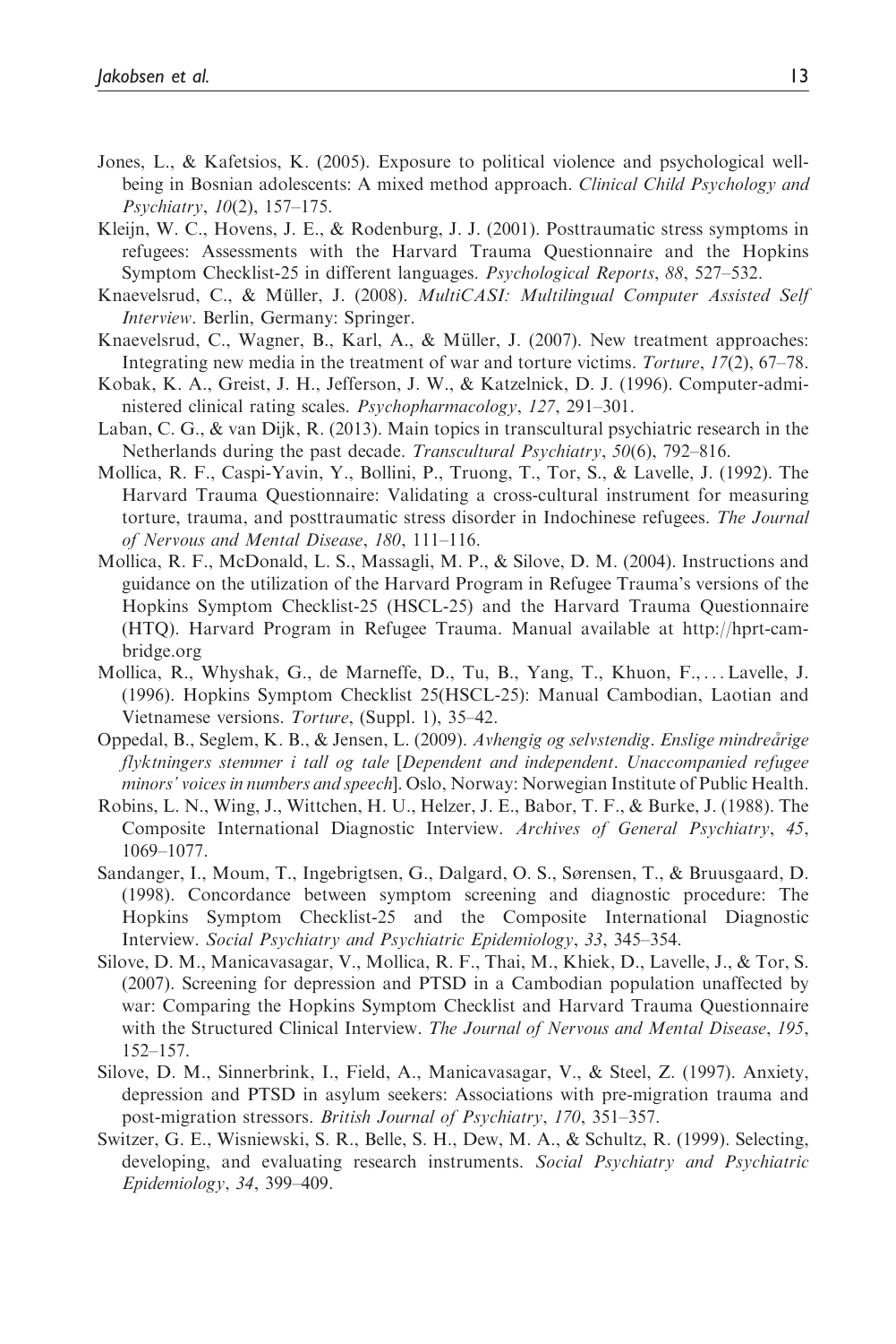Jones, L., & Kafetsios, K. (2005). Exposure to political violence and psychological well-being in Bosnian adolescents: A mixed method approach. *Clinical Child Psychology and Psychiatry*, *10*(2), 157–175.

Kleijn, W. C., Hovens, J. E., & Rodenburg, J. J. (2001). Posttraumatic stress symptoms in refugees: Assessments with the Harvard Trauma Questionnaire and the Hopkins Symptom Checklist-25 in different languages. *Psychological Reports*, *88*, 527–532.

Knaevelsrud, C., & Müller, J. (2008). *MultiCASI: Multilingual Computer Assisted Self Interview*. Berlin, Germany: Springer.

Knaevelsrud, C., Wagner, B., Karl, A., & Müller, J. (2007). New treatment approaches: Integrating new media in the treatment of war and torture victims. *Torture*, *17*(2), 67–78.

Kobak, K. A., Greist, J. H., Jefferson, J. W., & Katzelnick, D. J. (1996). Computer-administered clinical rating scales. *Psychopharmacology*, *127*, 291–301.

Laban, C. G., & van Dijk, R. (2013). Main topics in transcultural psychiatric research in the Netherlands during the past decade. *Transcultural Psychiatry*, *50*(6), 792–816.

Mollica, R. F., Caspi-Yavin, Y., Bollini, P., Truong, T., Tor, S., & Lavelle, J. (1992). The Harvard Trauma Questionnaire: Validating a cross-cultural instrument for measuring torture, trauma, and posttraumatic stress disorder in Indochinese refugees. *The Journal of Nervous and Mental Disease*, *180*, 111–116.

Mollica, R. F., McDonald, L. S., Massagli, M. P., & Silove, D. M. (2004). Instructions and guidance on the utilization of the Harvard Program in Refugee Trauma's versions of the Hopkins Symptom Checklist-25 (HSCL-25) and the Harvard Trauma Questionnaire (HTQ). Harvard Program in Refugee Trauma. Manual available at http://hprt-cambridge.org

Mollica, R., Whyshak, G., de Marneffe, D., Tu, B., Yang, T., Khuon, F., ... Lavelle, J. (1996). Hopkins Symptom Checklist 25(HSCL-25): Manual Cambodian, Laotian and Vietnamese versions. *Torture*, (Suppl. 1), 35–42.

Oppedal, B., Seglem, K. B., & Jensen, L. (2009). *Avhengig og selvstendig. Enslige mindreårige flyktningers stemmer i tall og tale* [*Dependent and independent. Unaccompanied refugee minors' voices in numbers and speech*]. Oslo, Norway: Norwegian Institute of Public Health.

Robins, L. N., Wing, J., Wittchen, H. U., Helzer, J. E., Babor, T. F., & Burke, J. (1988). The Composite International Diagnostic Interview. *Archives of General Psychiatry*, *45*, 1069–1077.

Sandanger, I., Moum, T., Ingebrigtsen, G., Dalgard, O. S., Sørensen, T., & Bruusgaard, D. (1998). Concordance between symptom screening and diagnostic procedure: The Hopkins Symptom Checklist-25 and the Composite International Diagnostic Interview. *Social Psychiatry and Psychiatric Epidemiology*, *33*, 345–354.

Silove, D. M., Manicavasagar, V., Mollica, R. F., Thai, M., Khiek, D., Lavelle, J., & Tor, S. (2007). Screening for depression and PTSD in a Cambodian population unaffected by war: Comparing the Hopkins Symptom Checklist and Harvard Trauma Questionnaire with the Structured Clinical Interview. *The Journal of Nervous and Mental Disease*, *195*, 152–157.

Silove, D. M., Sinnerbrink, I., Field, A., Manicavasagar, V., & Steel, Z. (1997). Anxiety, depression and PTSD in asylum seekers: Associations with pre-migration trauma and post-migration stressors. *British Journal of Psychiatry*, *170*, 351–357.

Switzer, G. E., Wisniewski, S. R., Belle, S. H., Dew, M. A., & Schultz, R. (1999). Selecting, developing, and evaluating research instruments. *Social Psychiatry and Psychiatric Epidemiology*, *34*, 399–409.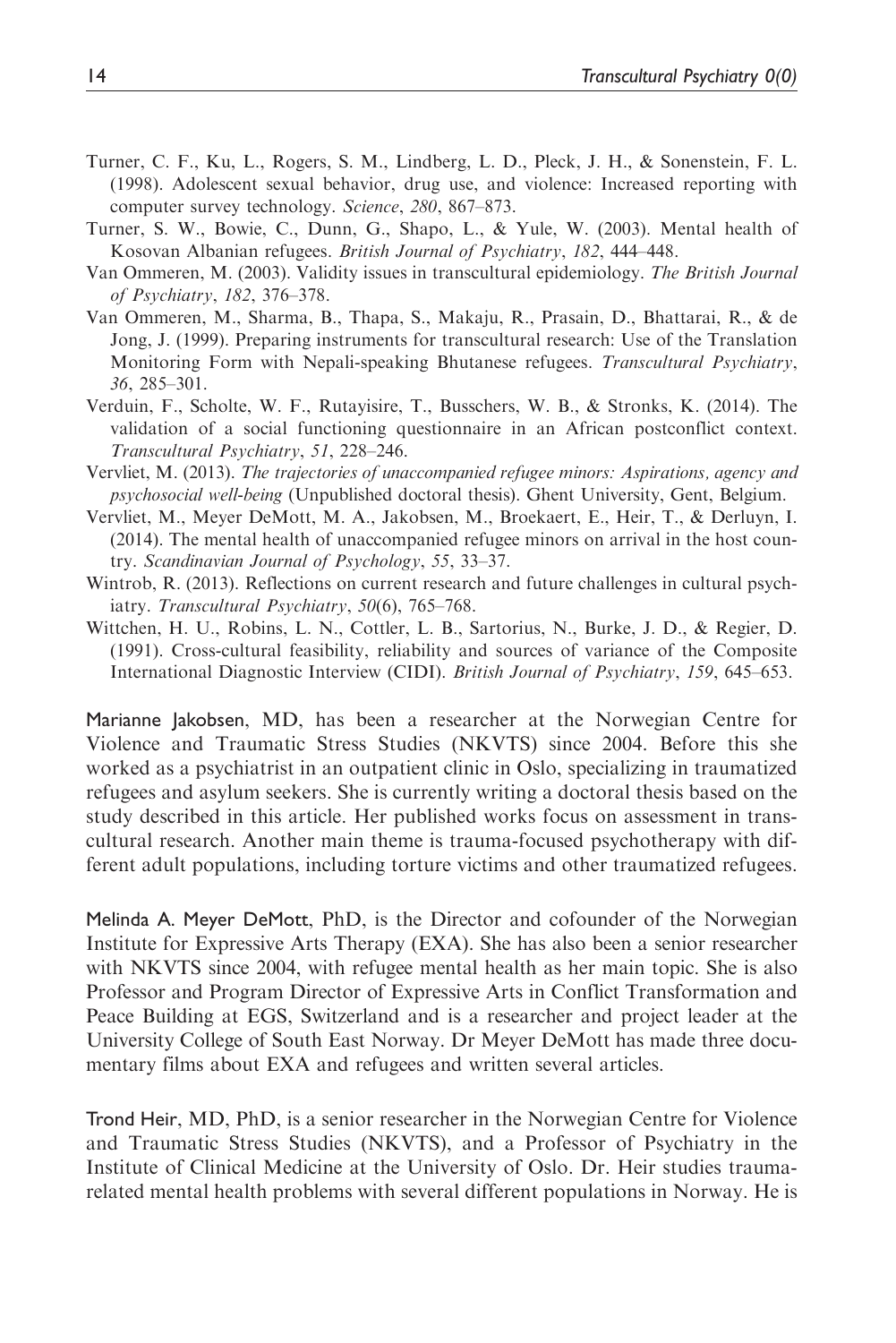Turner, C. F., Ku, L., Rogers, S. M., Lindberg, L. D., Pleck, J. H., & Sonenstein, F. L. (1998). Adolescent sexual behavior, drug use, and violence: Increased reporting with computer survey technology. *Science*, *280*, 867–873.

Turner, S. W., Bowie, C., Dunn, G., Shapo, L., & Yule, W. (2003). Mental health of Kosovan Albanian refugees. *British Journal of Psychiatry*, *182*, 444–448.

Van Ommeren, M. (2003). Validity issues in transcultural epidemiology. *The British Journal of Psychiatry*, *182*, 376–378.

Van Ommeren, M., Sharma, B., Thapa, S., Makaju, R., Prasain, D., Bhattarai, R., & de Jong, J. (1999). Preparing instruments for transcultural research: Use of the Translation Monitoring Form with Nepali-speaking Bhutanese refugees. *Transcultural Psychiatry*, *36*, 285–301.

Verduin, F., Scholte, W. F., Rutayisire, T., Busschers, W. B., & Stronks, K. (2014). The validation of a social functioning questionnaire in an African postconflict context. *Transcultural Psychiatry*, *51*, 228–246.

Vervliet, M. (2013). *The trajectories of unaccompanied refugee minors: Aspirations, agency and psychosocial well-being* (Unpublished doctoral thesis). Ghent University, Gent, Belgium.

Vervliet, M., Meyer DeMott, M. A., Jakobsen, M., Broekaert, E., Heir, T., & Derluyn, I. (2014). The mental health of unaccompanied refugee minors on arrival in the host country. *Scandinavian Journal of Psychology*, *55*, 33–37.

Wintrob, R. (2013). Reflections on current research and future challenges in cultural psychiatry. *Transcultural Psychiatry*, *50*(6), 765–768.

Wittchen, H. U., Robins, L. N., Cottler, L. B., Sartorius, N., Burke, J. D., & Regier, D. (1991). Cross-cultural feasibility, reliability and sources of variance of the Composite International Diagnostic Interview (CIDI). *British Journal of Psychiatry*, *159*, 645–653.

**Marianne Jakobsen**, MD, has been a researcher at the Norwegian Centre for Violence and Traumatic Stress Studies (NKVTS) since 2004. Before this she worked as a psychiatrist in an outpatient clinic in Oslo, specializing in traumatized refugees and asylum seekers. She is currently writing a doctoral thesis based on the study described in this article. Her published works focus on assessment in transcultural research. Another main theme is trauma-focused psychotherapy with different adult populations, including torture victims and other traumatized refugees.

**Melinda A. Meyer DeMott**, PhD, is the Director and cofounder of the Norwegian Institute for Expressive Arts Therapy (EXA). She has also been a senior researcher with NKVTS since 2004, with refugee mental health as her main topic. She is also Professor and Program Director of Expressive Arts in Conflict Transformation and Peace Building at EGS, Switzerland and is a researcher and project leader at the University College of South East Norway. Dr Meyer DeMott has made three documentary films about EXA and refugees and written several articles.

**Trond Heir**, MD, PhD, is a senior researcher in the Norwegian Centre for Violence and Traumatic Stress Studies (NKVTS), and a Professor of Psychiatry in the Institute of Clinical Medicine at the University of Oslo. Dr. Heir studies trauma-related mental health problems with several different populations in Norway. He is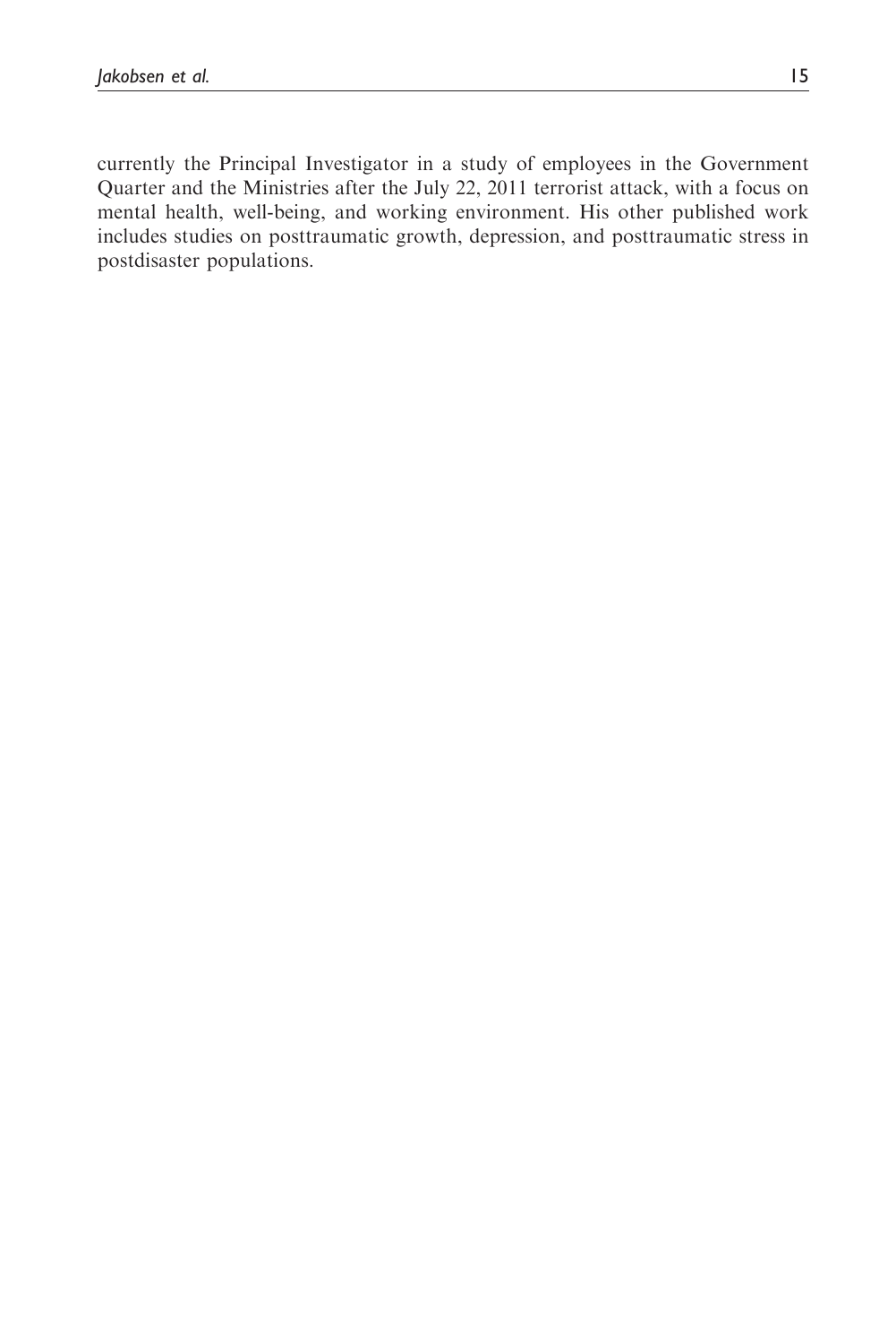currently the Principal Investigator in a study of employees in the Government Quarter and the Ministries after the July 22, 2011 terrorist attack, with a focus on mental health, well-being, and working environment. His other published work includes studies on posttraumatic growth, depression, and posttraumatic stress in postdisaster populations.